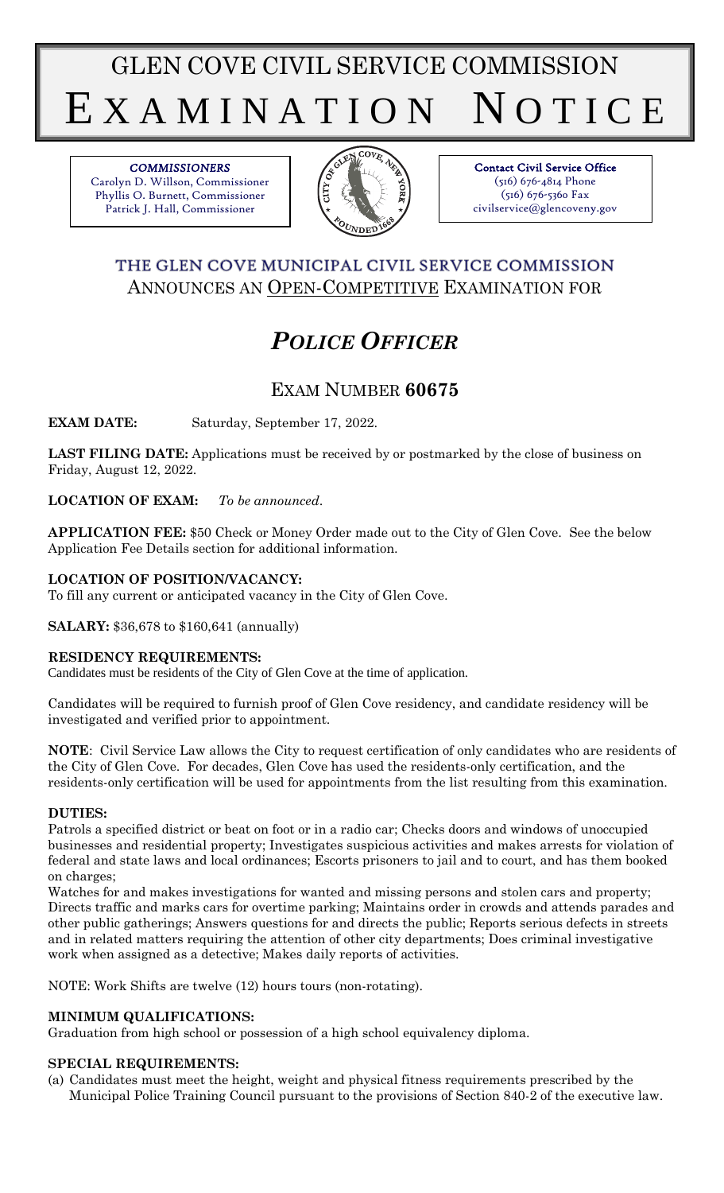# GLEN COVE CIVIL SERVICE COMMISSION

# EXAMINATION NOTICE

*COMMISSIONERS*
Carolyn D. Willson, Commissioner
Phyllis O. Burnett, Commissioner
Patrick J. Hall, Commissioner

**Contact Civil Service Office**
(516) 676-4814 Phone
(516) 676-5360 Fax
civilservice@glencoveny.gov

## THE GLEN COVE MUNICIPAL CIVIL SERVICE COMMISSION
ANNOUNCES AN OPEN-COMPETITIVE EXAMINATION FOR

# *POLICE OFFICER*

## EXAM NUMBER **60675**

**EXAM DATE:** Saturday, September 17, 2022.

**LAST FILING DATE:** Applications must be received by or postmarked by the close of business on Friday, August 12, 2022.

**LOCATION OF EXAM:** *To be announced*.

**APPLICATION FEE:** $50 Check or Money Order made out to the City of Glen Cove. See the below Application Fee Details section for additional information.

**LOCATION OF POSITION/VACANCY:**
To fill any current or anticipated vacancy in the City of Glen Cove.

**SALARY:** $36,678 to $160,641 (annually)

**RESIDENCY REQUIREMENTS:**
Candidates must be residents of the City of Glen Cove at the time of application.

Candidates will be required to furnish proof of Glen Cove residency, and candidate residency will be investigated and verified prior to appointment.

**NOTE**: Civil Service Law allows the City to request certification of only candidates who are residents of the City of Glen Cove. For decades, Glen Cove has used the residents-only certification, and the residents-only certification will be used for appointments from the list resulting from this examination.

**DUTIES:**
Patrols a specified district or beat on foot or in a radio car; Checks doors and windows of unoccupied businesses and residential property; Investigates suspicious activities and makes arrests for violation of federal and state laws and local ordinances; Escorts prisoners to jail and to court, and has them booked on charges;
Watches for and makes investigations for wanted and missing persons and stolen cars and property; Directs traffic and marks cars for overtime parking; Maintains order in crowds and attends parades and other public gatherings; Answers questions for and directs the public; Reports serious defects in streets and in related matters requiring the attention of other city departments; Does criminal investigative work when assigned as a detective; Makes daily reports of activities.

NOTE: Work Shifts are twelve (12) hours tours (non-rotating).

**MINIMUM QUALIFICATIONS:**
Graduation from high school or possession of a high school equivalency diploma.

**SPECIAL REQUIREMENTS:**
(a) Candidates must meet the height, weight and physical fitness requirements prescribed by the Municipal Police Training Council pursuant to the provisions of Section 840-2 of the executive law.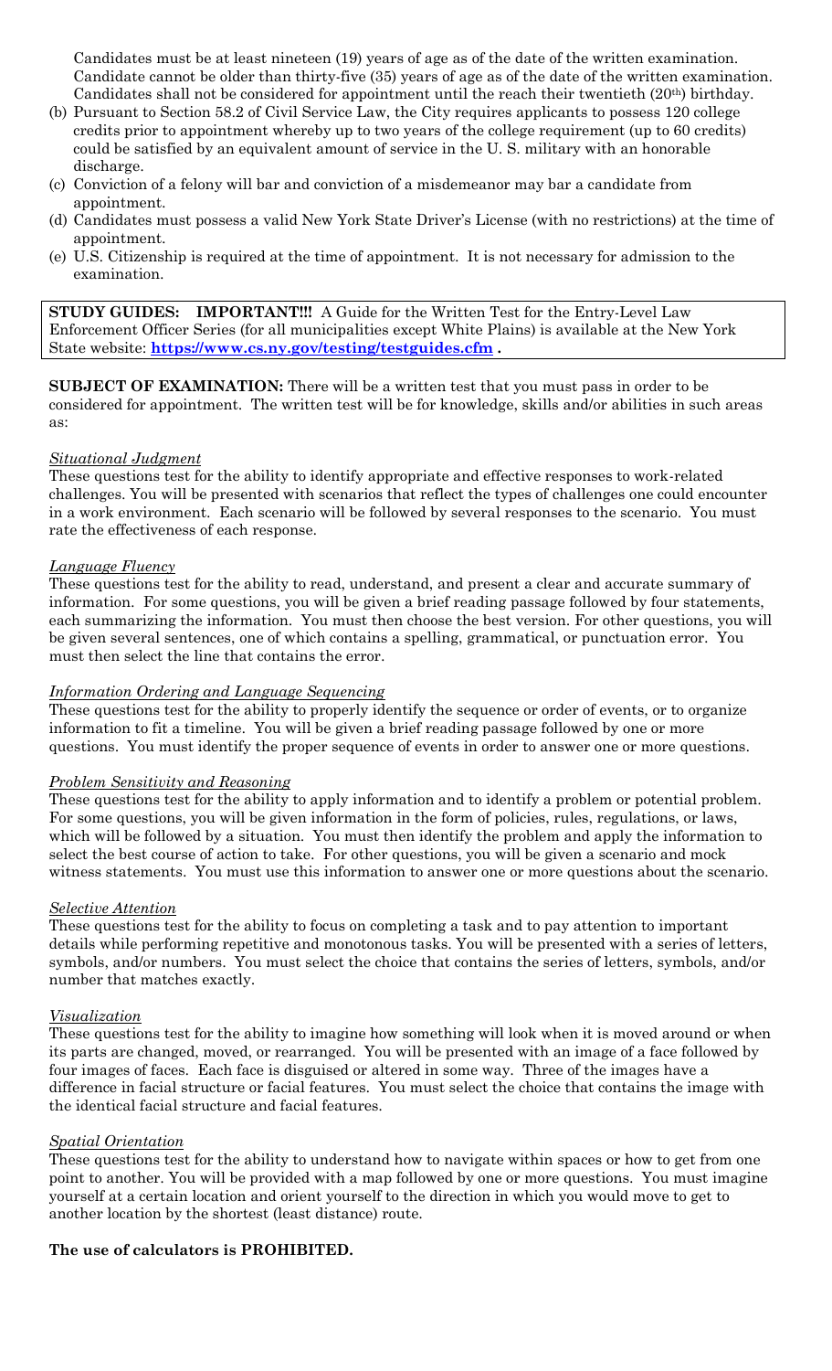Candidates must be at least nineteen (19) years of age as of the date of the written examination. Candidate cannot be older than thirty-five (35) years of age as of the date of the written examination. Candidates shall not be considered for appointment until the reach their twentieth (20th) birthday.

(b) Pursuant to Section 58.2 of Civil Service Law, the City requires applicants to possess 120 college credits prior to appointment whereby up to two years of the college requirement (up to 60 credits) could be satisfied by an equivalent amount of service in the U. S. military with an honorable discharge.

(c) Conviction of a felony will bar and conviction of a misdemeanor may bar a candidate from appointment.

(d) Candidates must possess a valid New York State Driver's License (with no restrictions) at the time of appointment.

(e) U.S. Citizenship is required at the time of appointment. It is not necessary for admission to the examination.

**STUDY GUIDES: IMPORTANT!!!** A Guide for the Written Test for the Entry-Level Law Enforcement Officer Series (for all municipalities except White Plains) is available at the New York State website: **https://www.cs.ny.gov/testing/testguides.cfm .**

**SUBJECT OF EXAMINATION:** There will be a written test that you must pass in order to be considered for appointment. The written test will be for knowledge, skills and/or abilities in such areas as:

*Situational Judgment*

These questions test for the ability to identify appropriate and effective responses to work-related challenges. You will be presented with scenarios that reflect the types of challenges one could encounter in a work environment. Each scenario will be followed by several responses to the scenario. You must rate the effectiveness of each response.

*Language Fluency*

These questions test for the ability to read, understand, and present a clear and accurate summary of information. For some questions, you will be given a brief reading passage followed by four statements, each summarizing the information. You must then choose the best version. For other questions, you will be given several sentences, one of which contains a spelling, grammatical, or punctuation error. You must then select the line that contains the error.

*Information Ordering and Language Sequencing*

These questions test for the ability to properly identify the sequence or order of events, or to organize information to fit a timeline. You will be given a brief reading passage followed by one or more questions. You must identify the proper sequence of events in order to answer one or more questions.

*Problem Sensitivity and Reasoning*

These questions test for the ability to apply information and to identify a problem or potential problem. For some questions, you will be given information in the form of policies, rules, regulations, or laws, which will be followed by a situation. You must then identify the problem and apply the information to select the best course of action to take. For other questions, you will be given a scenario and mock witness statements. You must use this information to answer one or more questions about the scenario.

*Selective Attention*

These questions test for the ability to focus on completing a task and to pay attention to important details while performing repetitive and monotonous tasks. You will be presented with a series of letters, symbols, and/or numbers. You must select the choice that contains the series of letters, symbols, and/or number that matches exactly.

*Visualization*

These questions test for the ability to imagine how something will look when it is moved around or when its parts are changed, moved, or rearranged. You will be presented with an image of a face followed by four images of faces. Each face is disguised or altered in some way. Three of the images have a difference in facial structure or facial features. You must select the choice that contains the image with the identical facial structure and facial features.

*Spatial Orientation*

These questions test for the ability to understand how to navigate within spaces or how to get from one point to another. You will be provided with a map followed by one or more questions. You must imagine yourself at a certain location and orient yourself to the direction in which you would move to get to another location by the shortest (least distance) route.

**The use of calculators is PROHIBITED.**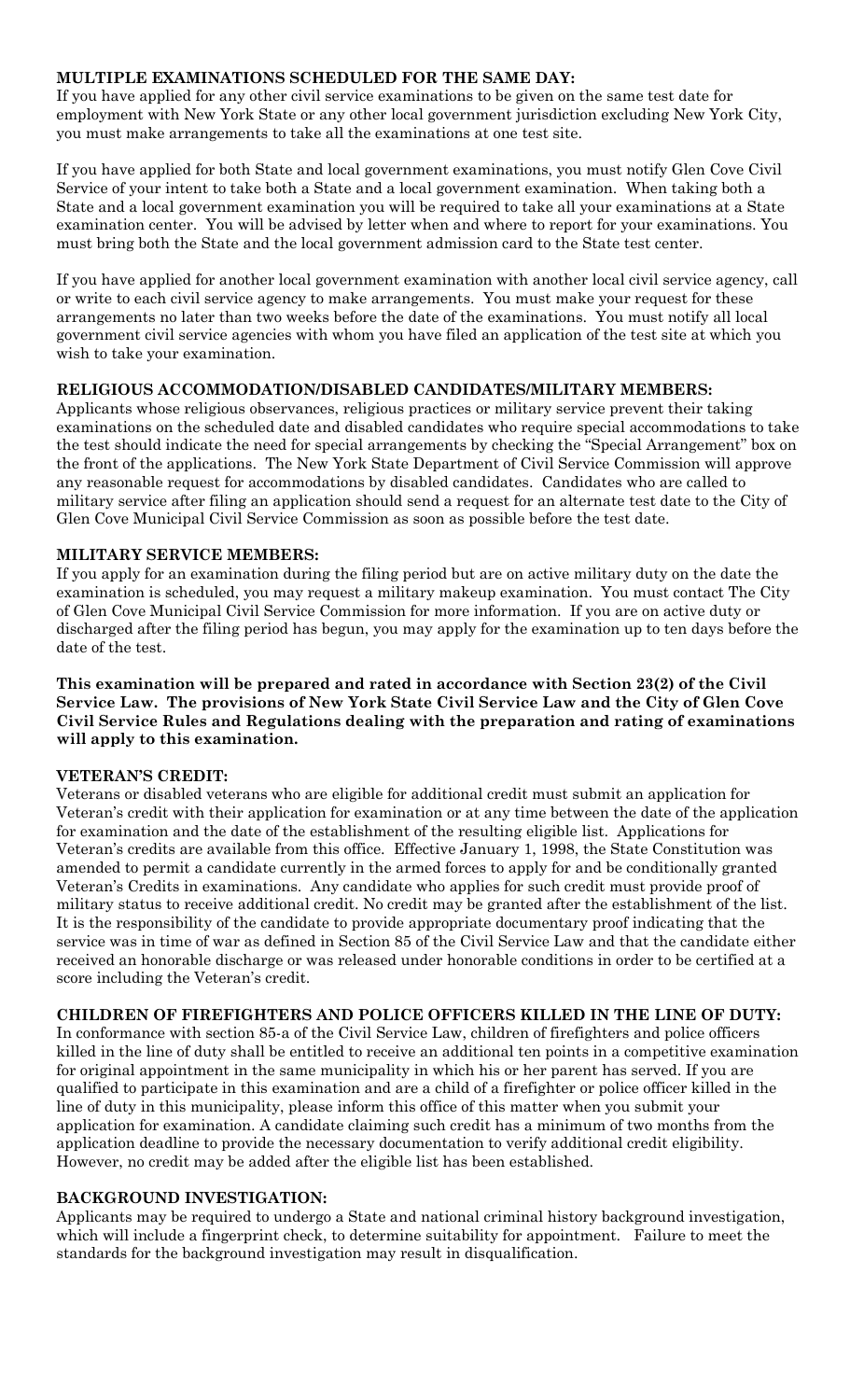**MULTIPLE EXAMINATIONS SCHEDULED FOR THE SAME DAY:**
If you have applied for any other civil service examinations to be given on the same test date for employment with New York State or any other local government jurisdiction excluding New York City, you must make arrangements to take all the examinations at one test site.

If you have applied for both State and local government examinations, you must notify Glen Cove Civil Service of your intent to take both a State and a local government examination. When taking both a State and a local government examination you will be required to take all your examinations at a State examination center. You will be advised by letter when and where to report for your examinations. You must bring both the State and the local government admission card to the State test center.

If you have applied for another local government examination with another local civil service agency, call or write to each civil service agency to make arrangements. You must make your request for these arrangements no later than two weeks before the date of the examinations. You must notify all local government civil service agencies with whom you have filed an application of the test site at which you wish to take your examination.

**RELIGIOUS ACCOMMODATION/DISABLED CANDIDATES/MILITARY MEMBERS:**
Applicants whose religious observances, religious practices or military service prevent their taking examinations on the scheduled date and disabled candidates who require special accommodations to take the test should indicate the need for special arrangements by checking the "Special Arrangement" box on the front of the applications. The New York State Department of Civil Service Commission will approve any reasonable request for accommodations by disabled candidates. Candidates who are called to military service after filing an application should send a request for an alternate test date to the City of Glen Cove Municipal Civil Service Commission as soon as possible before the test date.

**MILITARY SERVICE MEMBERS:**
If you apply for an examination during the filing period but are on active military duty on the date the examination is scheduled, you may request a military makeup examination. You must contact The City of Glen Cove Municipal Civil Service Commission for more information. If you are on active duty or discharged after the filing period has begun, you may apply for the examination up to ten days before the date of the test.

**This examination will be prepared and rated in accordance with Section 23(2) of the Civil Service Law. The provisions of New York State Civil Service Law and the City of Glen Cove Civil Service Rules and Regulations dealing with the preparation and rating of examinations will apply to this examination.**

**VETERAN'S CREDIT:**
Veterans or disabled veterans who are eligible for additional credit must submit an application for Veteran's credit with their application for examination or at any time between the date of the application for examination and the date of the establishment of the resulting eligible list. Applications for Veteran's credits are available from this office. Effective January 1, 1998, the State Constitution was amended to permit a candidate currently in the armed forces to apply for and be conditionally granted Veteran's Credits in examinations. Any candidate who applies for such credit must provide proof of military status to receive additional credit. No credit may be granted after the establishment of the list. It is the responsibility of the candidate to provide appropriate documentary proof indicating that the service was in time of war as defined in Section 85 of the Civil Service Law and that the candidate either received an honorable discharge or was released under honorable conditions in order to be certified at a score including the Veteran's credit.

**CHILDREN OF FIREFIGHTERS AND POLICE OFFICERS KILLED IN THE LINE OF DUTY:**
In conformance with section 85-a of the Civil Service Law, children of firefighters and police officers killed in the line of duty shall be entitled to receive an additional ten points in a competitive examination for original appointment in the same municipality in which his or her parent has served. If you are qualified to participate in this examination and are a child of a firefighter or police officer killed in the line of duty in this municipality, please inform this office of this matter when you submit your application for examination. A candidate claiming such credit has a minimum of two months from the application deadline to provide the necessary documentation to verify additional credit eligibility. However, no credit may be added after the eligible list has been established.

**BACKGROUND INVESTIGATION:**
Applicants may be required to undergo a State and national criminal history background investigation, which will include a fingerprint check, to determine suitability for appointment. Failure to meet the standards for the background investigation may result in disqualification.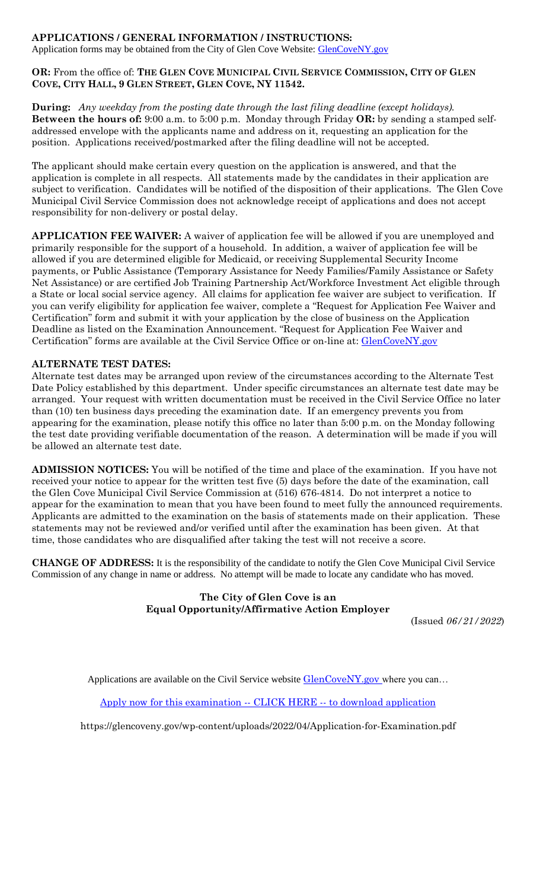## APPLICATIONS / GENERAL INFORMATION / INSTRUCTIONS:

Application forms may be obtained from the City of Glen Cove Website: GlenCoveNY.gov

**OR:** From the office of: **THE GLEN COVE MUNICIPAL CIVIL SERVICE COMMISSION, CITY OF GLEN COVE, CITY HALL, 9 GLEN STREET, GLEN COVE, NY 11542.**

**During:** *Any weekday from the posting date through the last filing deadline (except holidays).*
**Between the hours of:** 9:00 a.m. to 5:00 p.m. Monday through Friday **OR:** by sending a stamped self-addressed envelope with the applicants name and address on it, requesting an application for the position. Applications received/postmarked after the filing deadline will not be accepted.

The applicant should make certain every question on the application is answered, and that the application is complete in all respects. All statements made by the candidates in their application are subject to verification. Candidates will be notified of the disposition of their applications. The Glen Cove Municipal Civil Service Commission does not acknowledge receipt of applications and does not accept responsibility for non-delivery or postal delay.

**APPLICATION FEE WAIVER:** A waiver of application fee will be allowed if you are unemployed and primarily responsible for the support of a household. In addition, a waiver of application fee will be allowed if you are determined eligible for Medicaid, or receiving Supplemental Security Income payments, or Public Assistance (Temporary Assistance for Needy Families/Family Assistance or Safety Net Assistance) or are certified Job Training Partnership Act/Workforce Investment Act eligible through a State or local social service agency. All claims for application fee waiver are subject to verification. If you can verify eligibility for application fee waiver, complete a "Request for Application Fee Waiver and Certification" form and submit it with your application by the close of business on the Application Deadline as listed on the Examination Announcement. "Request for Application Fee Waiver and Certification" forms are available at the Civil Service Office or on-line at: GlenCoveNY.gov

**ALTERNATE TEST DATES:**
Alternate test dates may be arranged upon review of the circumstances according to the Alternate Test Date Policy established by this department. Under specific circumstances an alternate test date may be arranged. Your request with written documentation must be received in the Civil Service Office no later than (10) ten business days preceding the examination date. If an emergency prevents you from appearing for the examination, please notify this office no later than 5:00 p.m. on the Monday following the test date providing verifiable documentation of the reason. A determination will be made if you will be allowed an alternate test date.

**ADMISSION NOTICES:** You will be notified of the time and place of the examination. If you have not received your notice to appear for the written test five (5) days before the date of the examination, call the Glen Cove Municipal Civil Service Commission at (516) 676-4814. Do not interpret a notice to appear for the examination to mean that you have been found to meet fully the announced requirements. Applicants are admitted to the examination on the basis of statements made on their application. These statements may not be reviewed and/or verified until after the examination has been given. At that time, those candidates who are disqualified after taking the test will not receive a score.

**CHANGE OF ADDRESS:** It is the responsibility of the candidate to notify the Glen Cove Municipal Civil Service Commission of any change in name or address. No attempt will be made to locate any candidate who has moved.

**The City of Glen Cove is an**
**Equal Opportunity/Affirmative Action Employer**

(Issued *06/21/2022*)

Applications are available on the Civil Service website GlenCoveNY.gov where you can…

Apply now for this examination -- CLICK HERE -- to download application

https://glencoveny.gov/wp-content/uploads/2022/04/Application-for-Examination.pdf